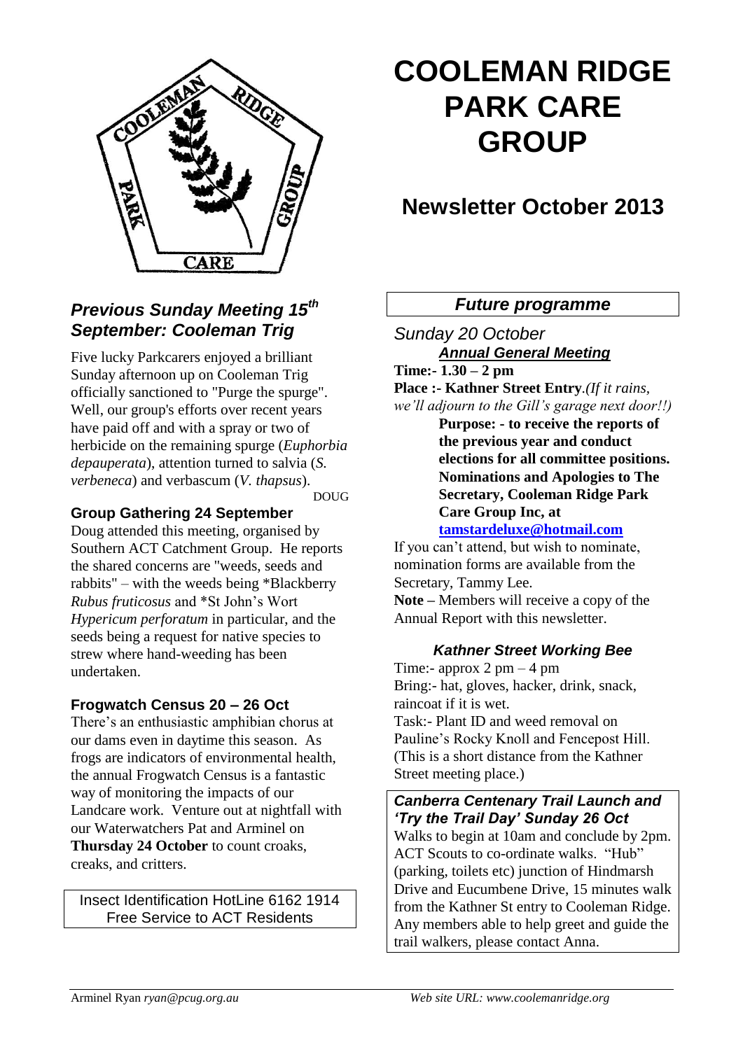# COOLEMAN RIDGE PARK CARE GROUP

## Newsletter October 2013

### *Previous Sunday Meeting 15th September: Cooleman Trig*

Five lucky Parkcarers enjoyed a brilliant Sunday afternoon up on Cooleman Trig officially sanctioned to "Purge the spurge". Well, our group's efforts over recent years have paid off and with a spray or two of herbicide on the remaining spurge (*Euphorbia depauperata*), attention turned to salvia (*S. verbeneca*) and verbascum (*V. thapsus*).

DOUG

### Group Gathering 24 September

Doug attended this meeting, organised by Southern ACT Catchment Group. He reports the shared concerns are "weeds, seeds and rabbits" – with the weeds being *Blackberry *Rubus fruticosus* and *St John's Wort *Hypericum perforatum* in particular, and the seeds being a request for native species to strew where hand-weeding has been undertaken.

### Frogwatch Census 20 – 26 Oct

There's an enthusiastic amphibian chorus at our dams even in daytime this season. As frogs are indicators of environmental health, the annual Frogwatch Census is a fantastic way of monitoring the impacts of our Landcare work. Venture out at nightfall with our Waterwatchers Pat and Arminel on **Thursday 24 October** to count croaks, creaks, and critters.

Insect Identification HotLine 6162 1914
Free Service to ACT Residents

### *Future programme*

*Sunday 20 October*

***Annual General Meeting***

**Time:- 1.30 – 2 pm**

**Place :- Kathner Street Entry**.*(If it rains, we'll adjourn to the Gill's garage next door!!)*

**Purpose: - to receive the reports of the previous year and conduct elections for all committee positions. Nominations and Apologies to The Secretary, Cooleman Ridge Park Care Group Inc, at [tamstardeluxe@hotmail.com](mailto:tamstardeluxe@hotmail.com)**

If you can't attend, but wish to nominate, nomination forms are available from the Secretary, Tammy Lee.

**Note –** Members will receive a copy of the Annual Report with this newsletter.

#### *Kathner Street Working Bee*

Time:- approx 2 pm – 4 pm

Bring:- hat, gloves, hacker, drink, snack, raincoat if it is wet.

Task:- Plant ID and weed removal on Pauline's Rocky Knoll and Fencepost Hill. (This is a short distance from the Kathner Street meeting place.)

#### *Canberra Centenary Trail Launch and 'Try the Trail Day' Sunday 26 Oct*

Walks to begin at 10am and conclude by 2pm. ACT Scouts to co-ordinate walks. "Hub" (parking, toilets etc) junction of Hindmarsh Drive and Eucumbene Drive, 15 minutes walk from the Kathner St entry to Cooleman Ridge. Any members able to help greet and guide the trail walkers, please contact Anna.

Arminel Ryan *ryan@pcug.org.au* *Web site URL: www.coolemanridge.org*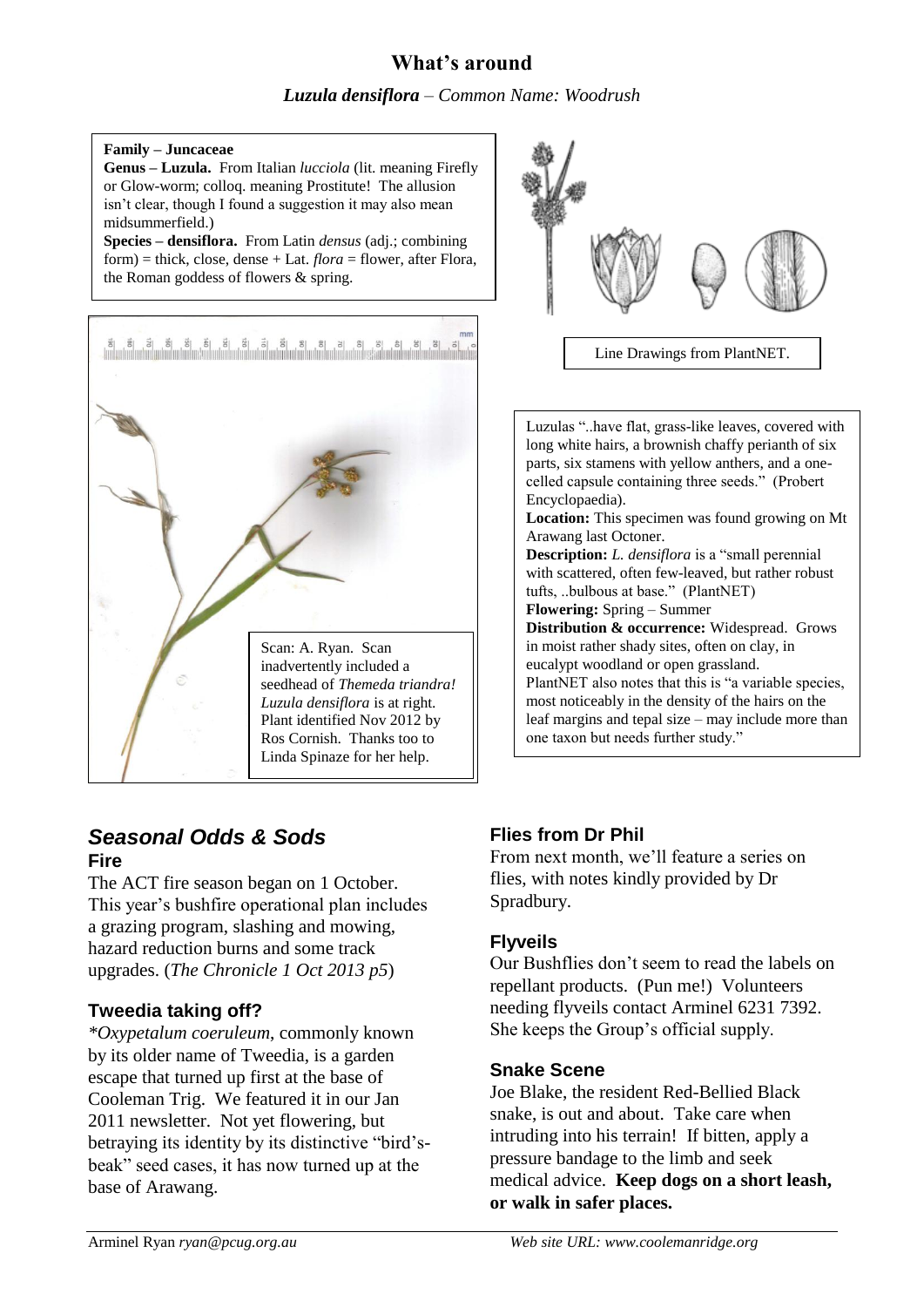# What's around

### *Luzula densiflora* – *Common Name: Woodrush*

**Family – Juncaceae**
**Genus – Luzula.** From Italian *lucciola* (lit. meaning Firefly or Glow-worm; colloq. meaning Prostitute! The allusion isn't clear, though I found a suggestion it may also mean midsummerfield.)
**Species – densiflora.** From Latin *densus* (adj.; combining form) = thick, close, dense + Lat. *flora* = flower, after Flora, the Roman goddess of flowers & spring.

Line Drawings from PlantNET.

Scan: A. Ryan. Scan inadvertently included a seedhead of *Themeda triandra!* *Luzula densiflora* is at right. Plant identified Nov 2012 by Ros Cornish. Thanks too to Linda Spinaze for her help.

Luzulas "..have flat, grass-like leaves, covered with long white hairs, a brownish chaffy perianth of six parts, six stamens with yellow anthers, and a one-celled capsule containing three seeds." (Probert Encyclopaedia).
**Location:** This specimen was found growing on Mt Arawang last Octoner.
**Description:** *L. densiflora* is a "small perennial with scattered, often few-leaved, but rather robust tufts, ..bulbous at base." (PlantNET)
**Flowering:** Spring – Summer
**Distribution & occurrence:** Widespread. Grows in moist rather shady sites, often on clay, in eucalypt woodland or open grassland.
PlantNET also notes that this is "a variable species, most noticeably in the density of the hairs on the leaf margins and tepal size – may include more than one taxon but needs further study."

## *Seasonal Odds & Sods*

### Fire

The ACT fire season began on 1 October. This year's bushfire operational plan includes a grazing program, slashing and mowing, hazard reduction burns and some track upgrades. (*The Chronicle 1 Oct 2013 p5*)

### Tweedia taking off?

*\*Oxypetalum coeruleum*, commonly known by its older name of Tweedia, is a garden escape that turned up first at the base of Cooleman Trig. We featured it in our Jan 2011 newsletter. Not yet flowering, but betraying its identity by its distinctive "bird's-beak" seed cases, it has now turned up at the base of Arawang.

### Flies from Dr Phil

From next month, we'll feature a series on flies, with notes kindly provided by Dr Spradbury.

### Flyveils

Our Bushflies don't seem to read the labels on repellant products. (Pun me!) Volunteers needing flyveils contact Arminel 6231 7392. She keeps the Group's official supply.

### Snake Scene

Joe Blake, the resident Red-Bellied Black snake, is out and about. Take care when intruding into his terrain! If bitten, apply a pressure bandage to the limb and seek medical advice. **Keep dogs on a short leash, or walk in safer places.**

Arminel Ryan *ryan@pcug.org.au* *Web site URL: www.coolemanridge.org*